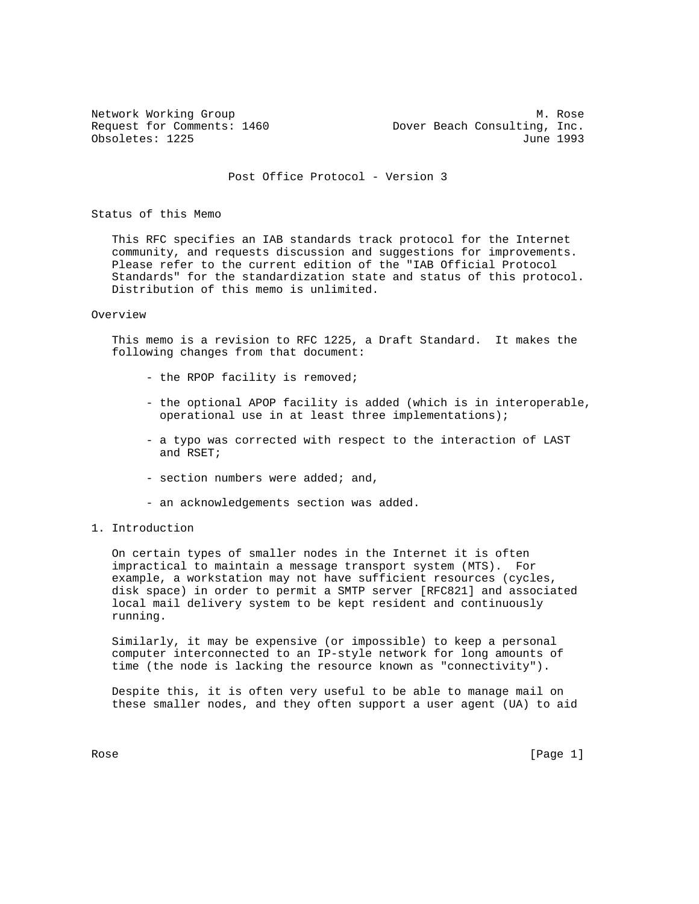Network Working Group M. Rose
Request for Comments: 1460 Dover Beach Consulting, Inc.
Obsoletes: 1225 June 1993

# Post Office Protocol - Version 3

## Status of this Memo

This RFC specifies an IAB standards track protocol for the Internet community, and requests discussion and suggestions for improvements. Please refer to the current edition of the "IAB Official Protocol Standards" for the standardization state and status of this protocol. Distribution of this memo is unlimited.

## Overview

This memo is a revision to RFC 1225, a Draft Standard. It makes the following changes from that document:

- the RPOP facility is removed;
- the optional APOP facility is added (which is in interoperable, operational use in at least three implementations);
- a typo was corrected with respect to the interaction of LAST and RSET;
- section numbers were added; and,
- an acknowledgements section was added.

## 1. Introduction

On certain types of smaller nodes in the Internet it is often impractical to maintain a message transport system (MTS). For example, a workstation may not have sufficient resources (cycles, disk space) in order to permit a SMTP server [RFC821] and associated local mail delivery system to be kept resident and continuously running.

Similarly, it may be expensive (or impossible) to keep a personal computer interconnected to an IP-style network for long amounts of time (the node is lacking the resource known as "connectivity").

Despite this, it is often very useful to be able to manage mail on these smaller nodes, and they often support a user agent (UA) to aid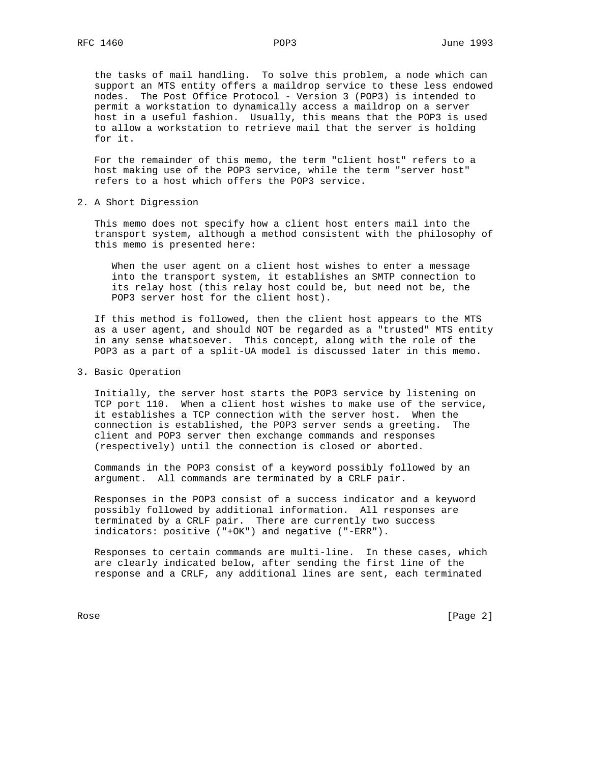the tasks of mail handling. To solve this problem, a node which can support an MTS entity offers a maildrop service to these less endowed nodes. The Post Office Protocol - Version 3 (POP3) is intended to permit a workstation to dynamically access a maildrop on a server host in a useful fashion. Usually, this means that the POP3 is used to allow a workstation to retrieve mail that the server is holding for it.

For the remainder of this memo, the term "client host" refers to a host making use of the POP3 service, while the term "server host" refers to a host which offers the POP3 service.

## 2. A Short Digression

This memo does not specify how a client host enters mail into the transport system, although a method consistent with the philosophy of this memo is presented here:

> When the user agent on a client host wishes to enter a message into the transport system, it establishes an SMTP connection to its relay host (this relay host could be, but need not be, the POP3 server host for the client host).

If this method is followed, then the client host appears to the MTS as a user agent, and should NOT be regarded as a "trusted" MTS entity in any sense whatsoever. This concept, along with the role of the POP3 as a part of a split-UA model is discussed later in this memo.

## 3. Basic Operation

Initially, the server host starts the POP3 service by listening on TCP port 110. When a client host wishes to make use of the service, it establishes a TCP connection with the server host. When the connection is established, the POP3 server sends a greeting. The client and POP3 server then exchange commands and responses (respectively) until the connection is closed or aborted.

Commands in the POP3 consist of a keyword possibly followed by an argument. All commands are terminated by a CRLF pair.

Responses in the POP3 consist of a success indicator and a keyword possibly followed by additional information. All responses are terminated by a CRLF pair. There are currently two success indicators: positive ("+OK") and negative ("-ERR").

Responses to certain commands are multi-line. In these cases, which are clearly indicated below, after sending the first line of the response and a CRLF, any additional lines are sent, each terminated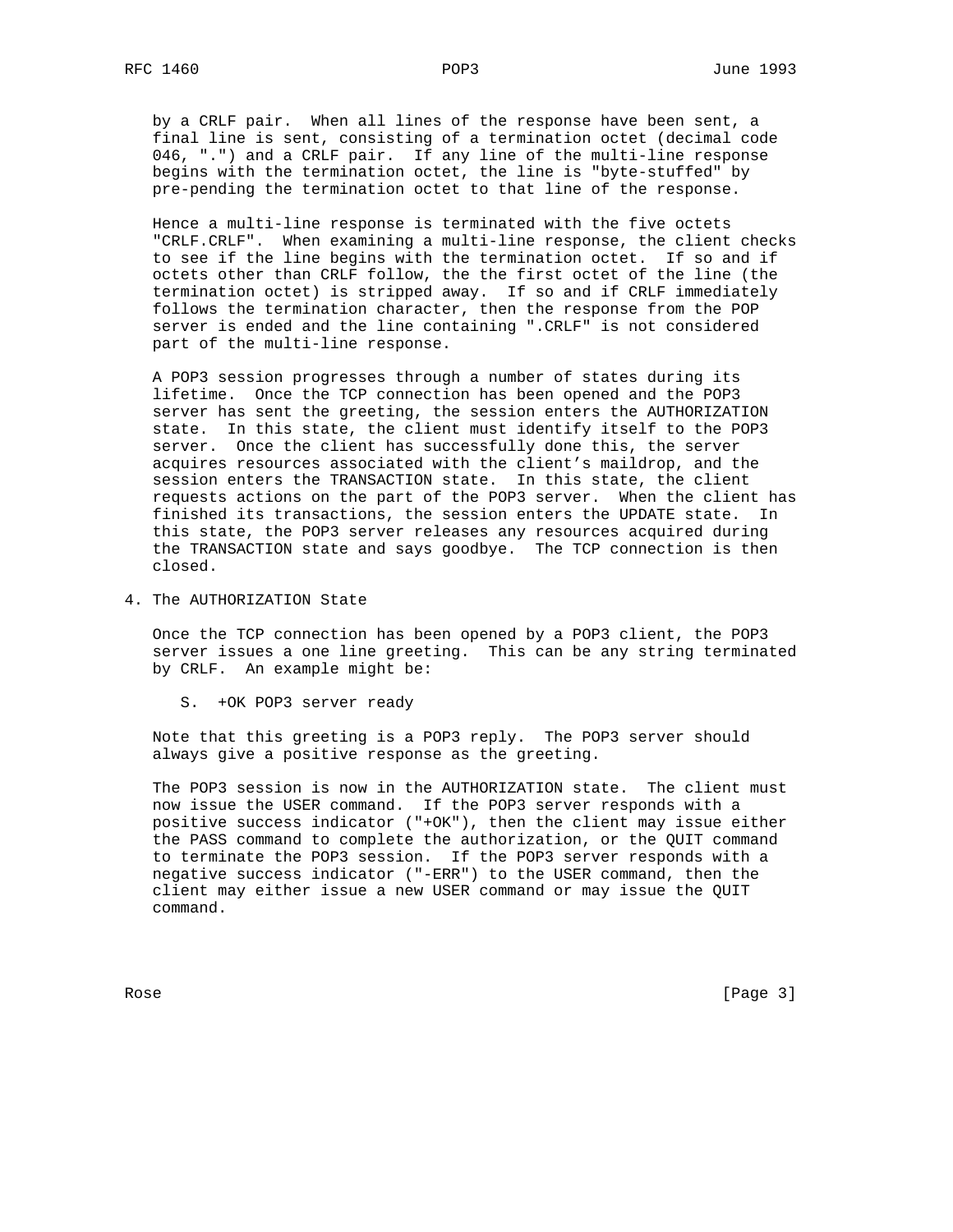by a CRLF pair. When all lines of the response have been sent, a final line is sent, consisting of a termination octet (decimal code 046, ".") and a CRLF pair. If any line of the multi-line response begins with the termination octet, the line is "byte-stuffed" by pre-pending the termination octet to that line of the response.

Hence a multi-line response is terminated with the five octets "CRLF.CRLF". When examining a multi-line response, the client checks to see if the line begins with the termination octet. If so and if octets other than CRLF follow, the the first octet of the line (the termination octet) is stripped away. If so and if CRLF immediately follows the termination character, then the response from the POP server is ended and the line containing ".CRLF" is not considered part of the multi-line response.

A POP3 session progresses through a number of states during its lifetime. Once the TCP connection has been opened and the POP3 server has sent the greeting, the session enters the AUTHORIZATION state. In this state, the client must identify itself to the POP3 server. Once the client has successfully done this, the server acquires resources associated with the client's maildrop, and the session enters the TRANSACTION state. In this state, the client requests actions on the part of the POP3 server. When the client has finished its transactions, the session enters the UPDATE state. In this state, the POP3 server releases any resources acquired during the TRANSACTION state and says goodbye. The TCP connection is then closed.

## 4. The AUTHORIZATION State

Once the TCP connection has been opened by a POP3 client, the POP3 server issues a one line greeting. This can be any string terminated by CRLF. An example might be:

```
S.  +OK POP3 server ready
```

Note that this greeting is a POP3 reply. The POP3 server should always give a positive response as the greeting.

The POP3 session is now in the AUTHORIZATION state. The client must now issue the USER command. If the POP3 server responds with a positive success indicator ("+OK"), then the client may issue either the PASS command to complete the authorization, or the QUIT command to terminate the POP3 session. If the POP3 server responds with a negative success indicator ("-ERR") to the USER command, then the client may either issue a new USER command or may issue the QUIT command.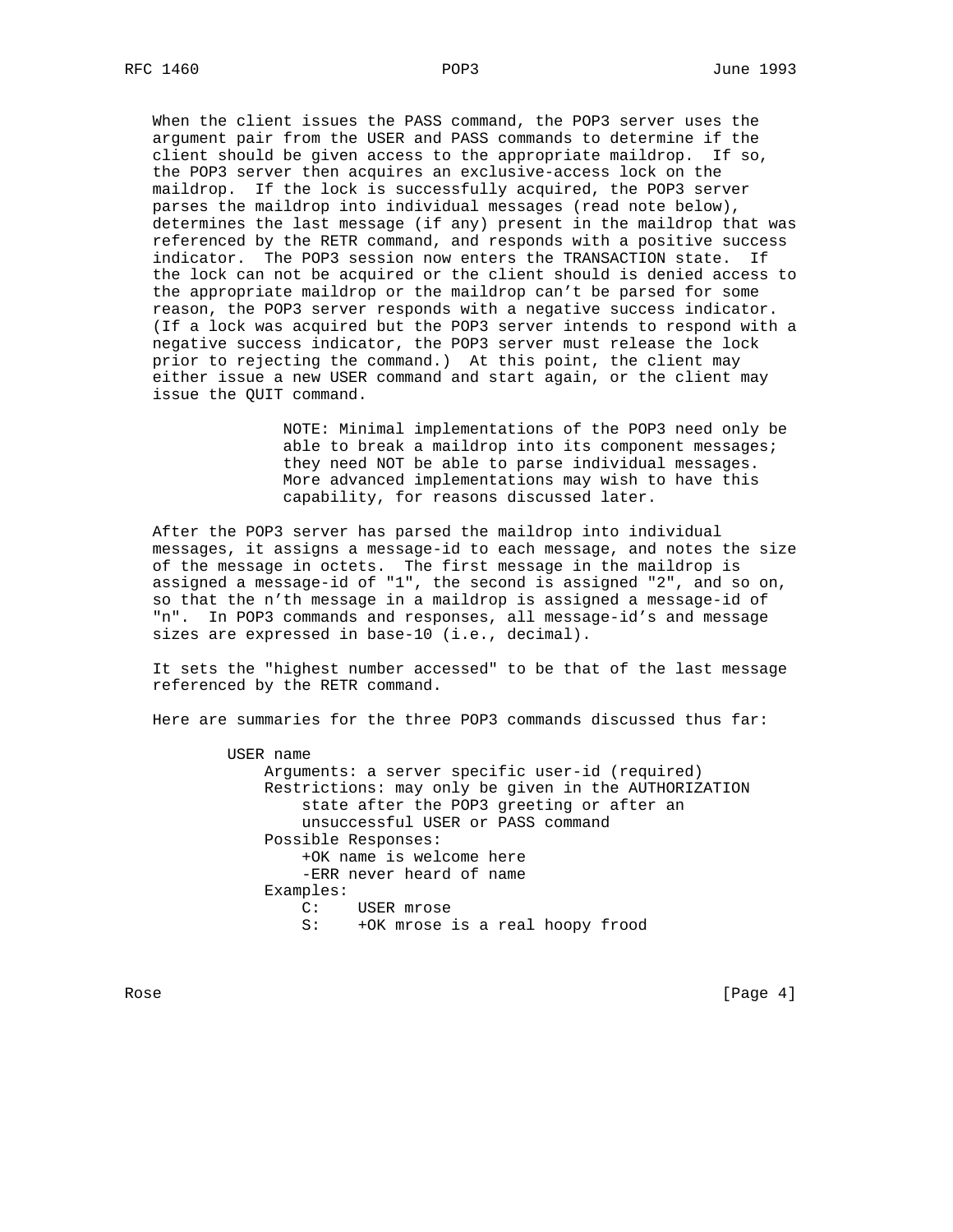When the client issues the PASS command, the POP3 server uses the argument pair from the USER and PASS commands to determine if the client should be given access to the appropriate maildrop. If so, the POP3 server then acquires an exclusive-access lock on the maildrop. If the lock is successfully acquired, the POP3 server parses the maildrop into individual messages (read note below), determines the last message (if any) present in the maildrop that was referenced by the RETR command, and responds with a positive success indicator. The POP3 session now enters the TRANSACTION state. If the lock can not be acquired or the client should is denied access to the appropriate maildrop or the maildrop can't be parsed for some reason, the POP3 server responds with a negative success indicator. (If a lock was acquired but the POP3 server intends to respond with a negative success indicator, the POP3 server must release the lock prior to rejecting the command.) At this point, the client may either issue a new USER command and start again, or the client may issue the QUIT command.

> NOTE: Minimal implementations of the POP3 need only be able to break a maildrop into its component messages; they need NOT be able to parse individual messages. More advanced implementations may wish to have this capability, for reasons discussed later.

After the POP3 server has parsed the maildrop into individual messages, it assigns a message-id to each message, and notes the size of the message in octets. The first message in the maildrop is assigned a message-id of "1", the second is assigned "2", and so on, so that the n'th message in a maildrop is assigned a message-id of "n". In POP3 commands and responses, all message-id's and message sizes are expressed in base-10 (i.e., decimal).

It sets the "highest number accessed" to be that of the last message referenced by the RETR command.

Here are summaries for the three POP3 commands discussed thus far:

```
USER name
    Arguments: a server specific user-id (required)
    Restrictions: may only be given in the AUTHORIZATION
        state after the POP3 greeting or after an
        unsuccessful USER or PASS command
    Possible Responses:
        +OK name is welcome here
        -ERR never heard of name
    Examples:
        C:    USER mrose
        S:    +OK mrose is a real hoopy frood
```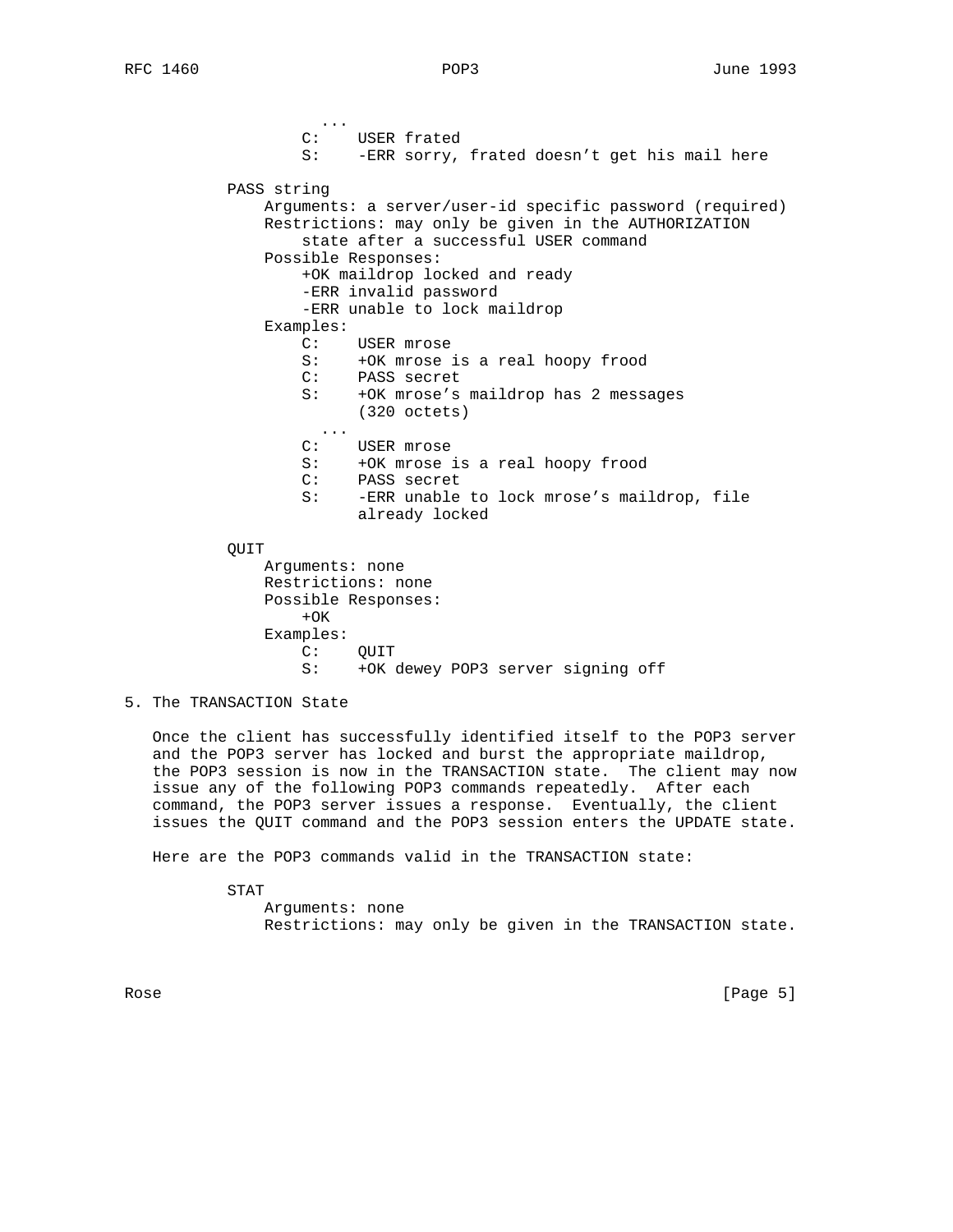```
    ...
C:    USER frated
S:    -ERR sorry, frated doesn't get his mail here
```

PASS string

```
    Arguments: a server/user-id specific password (required)
    Restrictions: may only be given in the AUTHORIZATION
        state after a successful USER command
    Possible Responses:
        +OK maildrop locked and ready
        -ERR invalid password
        -ERR unable to lock maildrop
    Examples:
        C:    USER mrose
        S:    +OK mrose is a real hoopy frood
        C:    PASS secret
        S:    +OK mrose's maildrop has 2 messages
              (320 octets)
          ...
        C:    USER mrose
        S:    +OK mrose is a real hoopy frood
        C:    PASS secret
        S:    -ERR unable to lock mrose's maildrop, file
              already locked
```

QUIT

```
    Arguments: none
    Restrictions: none
    Possible Responses:
        +OK
    Examples:
        C:    QUIT
        S:    +OK dewey POP3 server signing off
```

## 5. The TRANSACTION State

Once the client has successfully identified itself to the POP3 server and the POP3 server has locked and burst the appropriate maildrop, the POP3 session is now in the TRANSACTION state. The client may now issue any of the following POP3 commands repeatedly. After each command, the POP3 server issues a response. Eventually, the client issues the QUIT command and the POP3 session enters the UPDATE state.

Here are the POP3 commands valid in the TRANSACTION state:

STAT

```
    Arguments: none
    Restrictions: may only be given in the TRANSACTION state.
```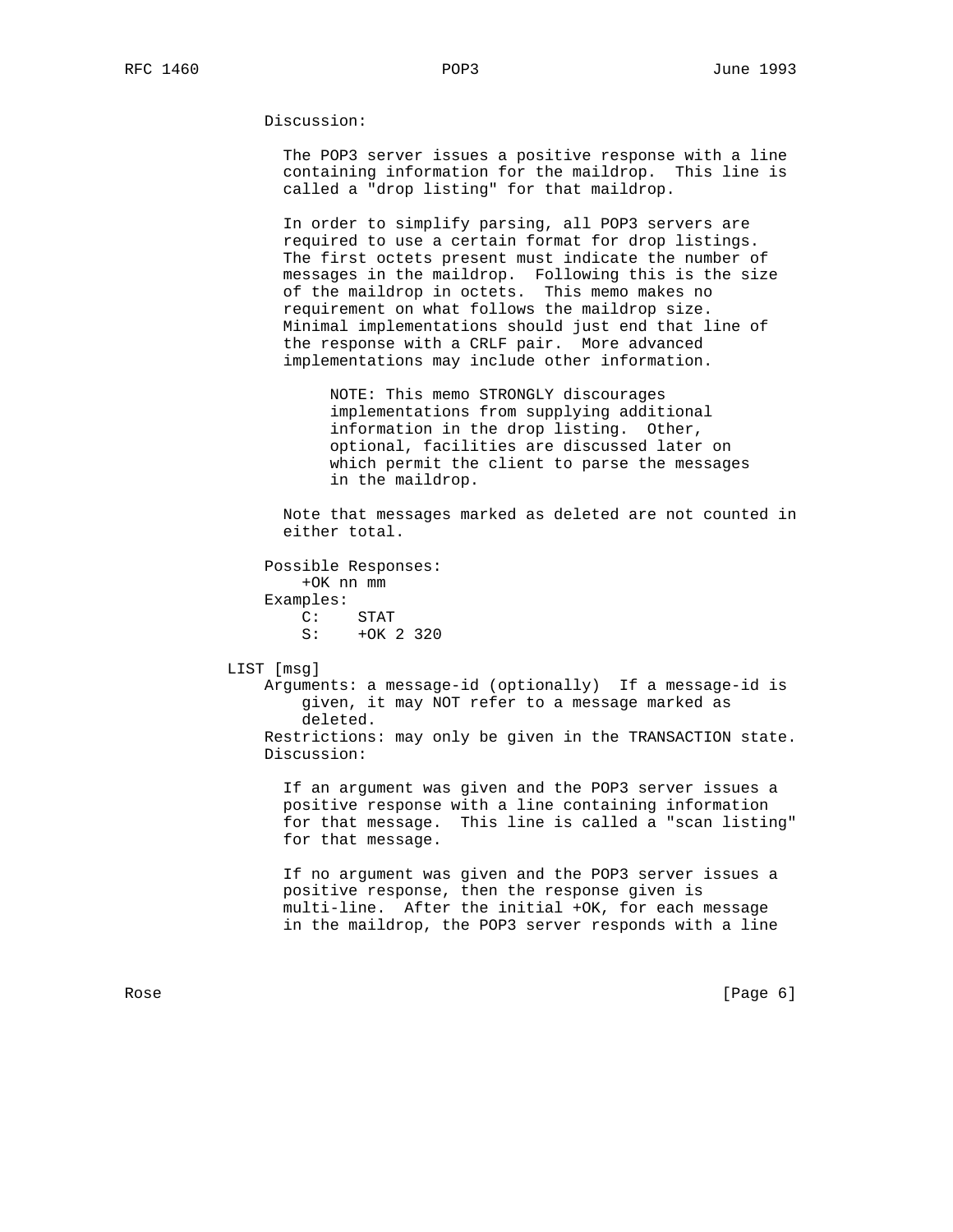Discussion:

The POP3 server issues a positive response with a line containing information for the maildrop. This line is called a "drop listing" for that maildrop.

In order to simplify parsing, all POP3 servers are required to use a certain format for drop listings. The first octets present must indicate the number of messages in the maildrop. Following this is the size of the maildrop in octets. This memo makes no requirement on what follows the maildrop size. Minimal implementations should just end that line of the response with a CRLF pair. More advanced implementations may include other information.

> NOTE: This memo STRONGLY discourages implementations from supplying additional information in the drop listing. Other, optional, facilities are discussed later on which permit the client to parse the messages in the maildrop.

Note that messages marked as deleted are not counted in either total.

Possible Responses:

```
+OK nn mm
```

Examples:

```
C:    STAT
S:    +OK 2 320
```

LIST [msg]

Arguments: a message-id (optionally) If a message-id is given, it may NOT refer to a message marked as deleted.

Restrictions: may only be given in the TRANSACTION state.

Discussion:

If an argument was given and the POP3 server issues a positive response with a line containing information for that message. This line is called a "scan listing" for that message.

If no argument was given and the POP3 server issues a positive response, then the response given is multi-line. After the initial +OK, for each message in the maildrop, the POP3 server responds with a line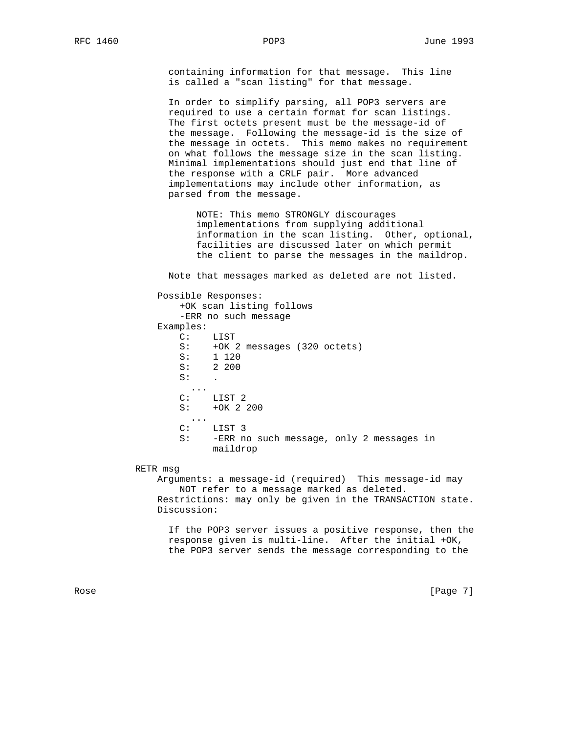containing information for that message. This line is called a "scan listing" for that message.

In order to simplify parsing, all POP3 servers are required to use a certain format for scan listings. The first octets present must be the message-id of the message. Following the message-id is the size of the message in octets. This memo makes no requirement on what follows the message size in the scan listing. Minimal implementations should just end that line of the response with a CRLF pair. More advanced implementations may include other information, as parsed from the message.

> NOTE: This memo STRONGLY discourages implementations from supplying additional information in the scan listing. Other, optional, facilities are discussed later on which permit the client to parse the messages in the maildrop.

Note that messages marked as deleted are not listed.

Possible Responses:
    +OK scan listing follows
    -ERR no such message

Examples:

```
C:    LIST
S:    +OK 2 messages (320 octets)
S:    1 120
S:    2 200
S:    .
  ...
C:    LIST 2
S:    +OK 2 200
  ...
C:    LIST 3
S:    -ERR no such message, only 2 messages in
      maildrop
```

RETR msg

Arguments: a message-id (required) This message-id may NOT refer to a message marked as deleted.

Restrictions: may only be given in the TRANSACTION state.

Discussion:

If the POP3 server issues a positive response, then the response given is multi-line. After the initial +OK, the POP3 server sends the message corresponding to the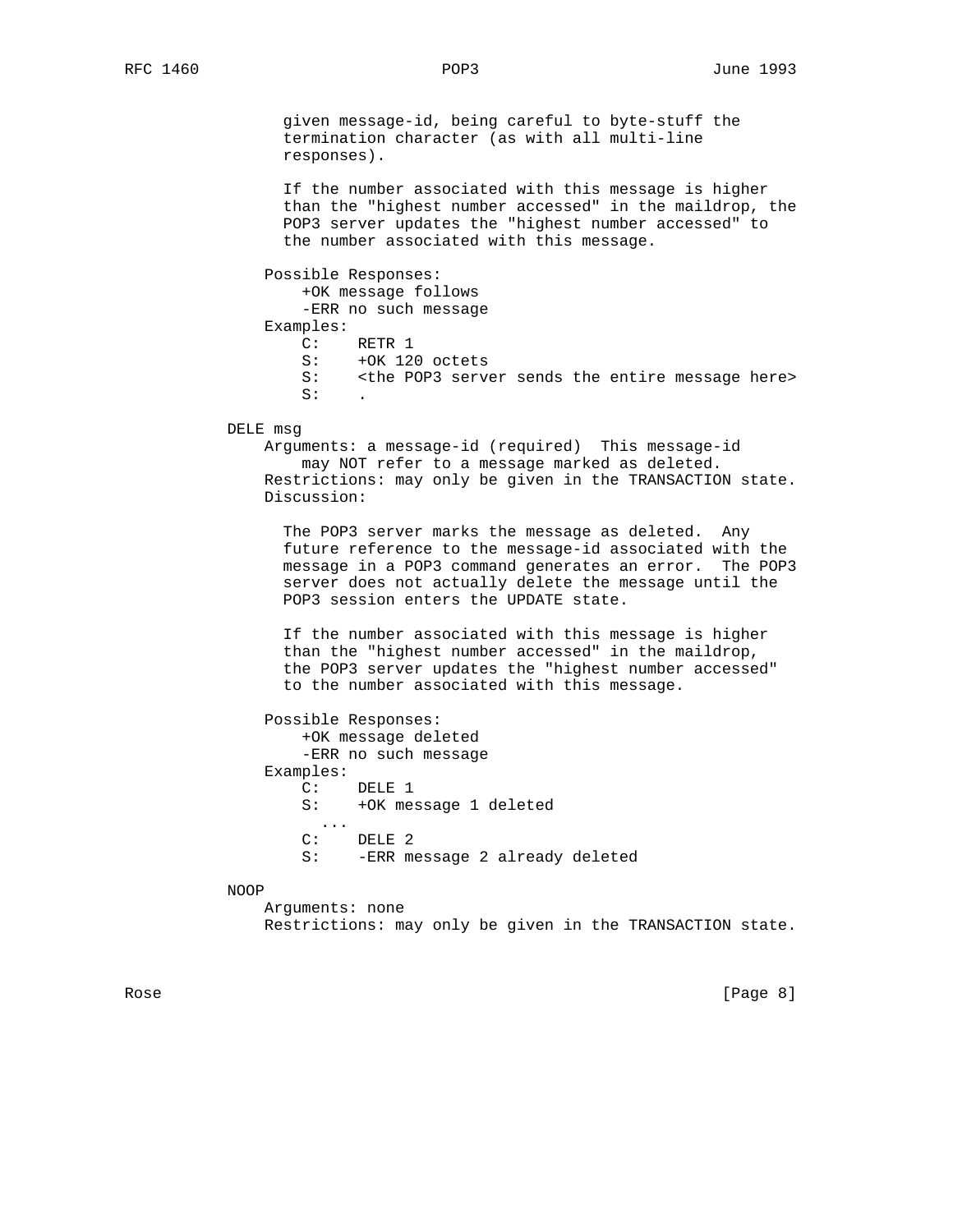given message-id, being careful to byte-stuff the termination character (as with all multi-line responses).

If the number associated with this message is higher than the "highest number accessed" in the maildrop, the POP3 server updates the "highest number accessed" to the number associated with this message.

Possible Responses:
    +OK message follows
    -ERR no such message

Examples:

```
C:    RETR 1
S:    +OK 120 octets
S:    <the POP3 server sends the entire message here>
S:    .
```

DELE msg

Arguments: a message-id (required)  This message-id may NOT refer to a message marked as deleted.

Restrictions: may only be given in the TRANSACTION state.

Discussion:

The POP3 server marks the message as deleted.  Any future reference to the message-id associated with the message in a POP3 command generates an error.  The POP3 server does not actually delete the message until the POP3 session enters the UPDATE state.

If the number associated with this message is higher than the "highest number accessed" in the maildrop, the POP3 server updates the "highest number accessed" to the number associated with this message.

Possible Responses:
    +OK message deleted
    -ERR no such message

Examples:

```
C:    DELE 1
S:    +OK message 1 deleted
  ...
C:    DELE 2
S:    -ERR message 2 already deleted
```

NOOP

Arguments: none

Restrictions: may only be given in the TRANSACTION state.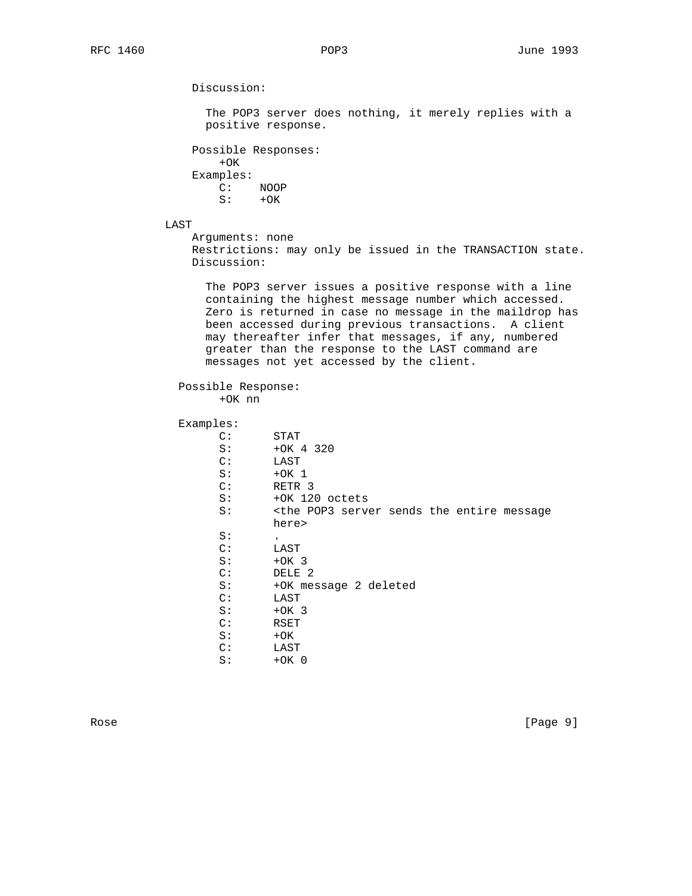Discussion:

The POP3 server does nothing, it merely replies with a positive response.

Possible Responses:

```
+OK
```

Examples:

```
C:    NOOP
S:    +OK
```

LAST

Arguments: none

Restrictions: may only be issued in the TRANSACTION state.

Discussion:

The POP3 server issues a positive response with a line containing the highest message number which accessed. Zero is returned in case no message in the maildrop has been accessed during previous transactions. A client may thereafter infer that messages, if any, numbered greater than the response to the LAST command are messages not yet accessed by the client.

Possible Response:

```
+OK nn
```

Examples:

```
C:      STAT
S:      +OK 4 320
C:      LAST
S:      +OK 1
C:      RETR 3
S:      +OK 120 octets
S:      <the POP3 server sends the entire message
        here>
S:      .
C:      LAST
S:      +OK 3
C:      DELE 2
S:      +OK message 2 deleted
C:      LAST
S:      +OK 3
C:      RSET
S:      +OK
C:      LAST
S:      +OK 0
```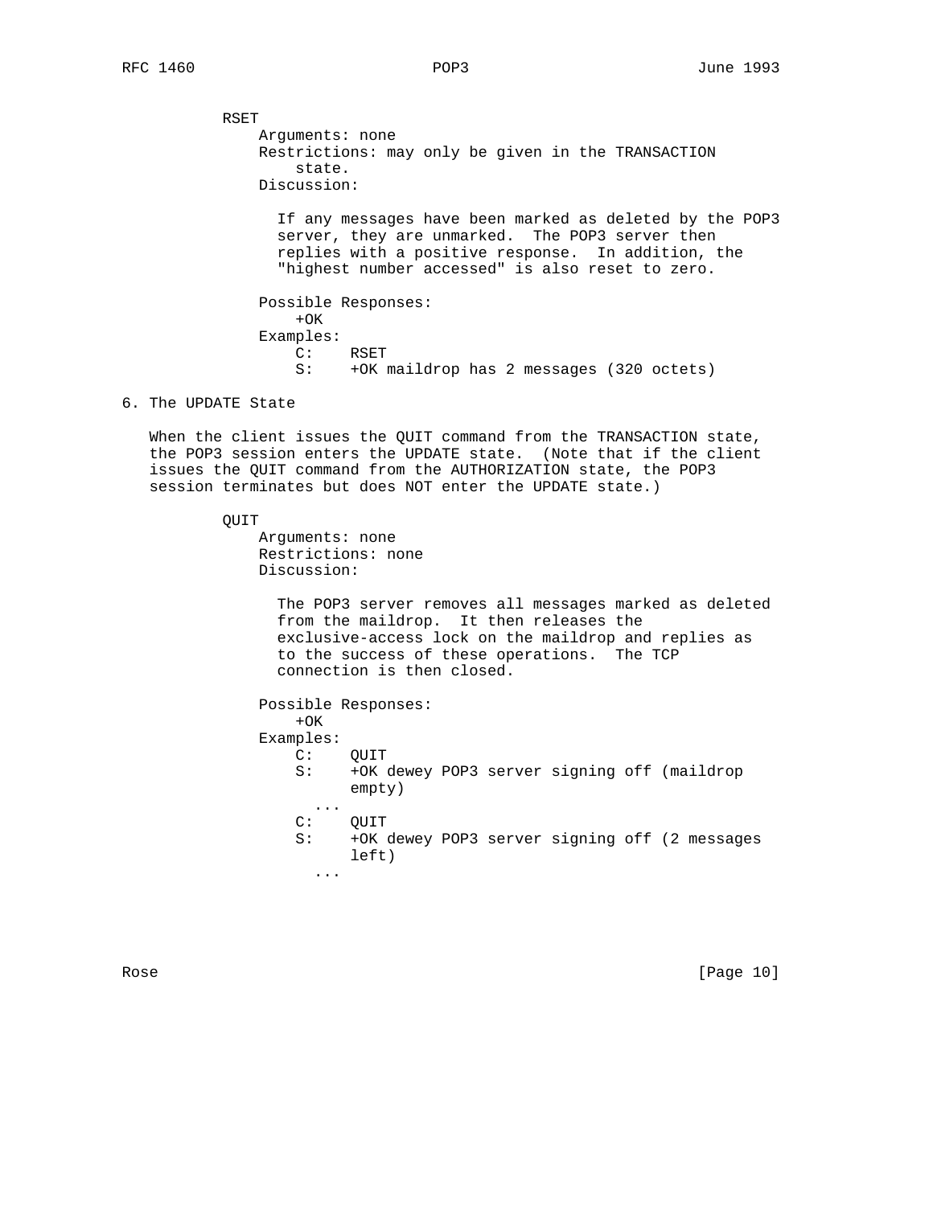RSET

Arguments: none

Restrictions: may only be given in the TRANSACTION state.

Discussion:

If any messages have been marked as deleted by the POP3 server, they are unmarked. The POP3 server then replies with a positive response. In addition, the "highest number accessed" is also reset to zero.

Possible Responses:

+OK

Examples:

```
C:    RSET
S:    +OK maildrop has 2 messages (320 octets)
```

## 6. The UPDATE State

When the client issues the QUIT command from the TRANSACTION state, the POP3 session enters the UPDATE state. (Note that if the client issues the QUIT command from the AUTHORIZATION state, the POP3 session terminates but does NOT enter the UPDATE state.)

QUIT

Arguments: none

Restrictions: none

Discussion:

The POP3 server removes all messages marked as deleted from the maildrop. It then releases the exclusive-access lock on the maildrop and replies as to the success of these operations. The TCP connection is then closed.

Possible Responses:

+OK

Examples:

```
C:    QUIT
S:    +OK dewey POP3 server signing off (maildrop
      empty)
   ...
C:    QUIT
S:    +OK dewey POP3 server signing off (2 messages
      left)
   ...
```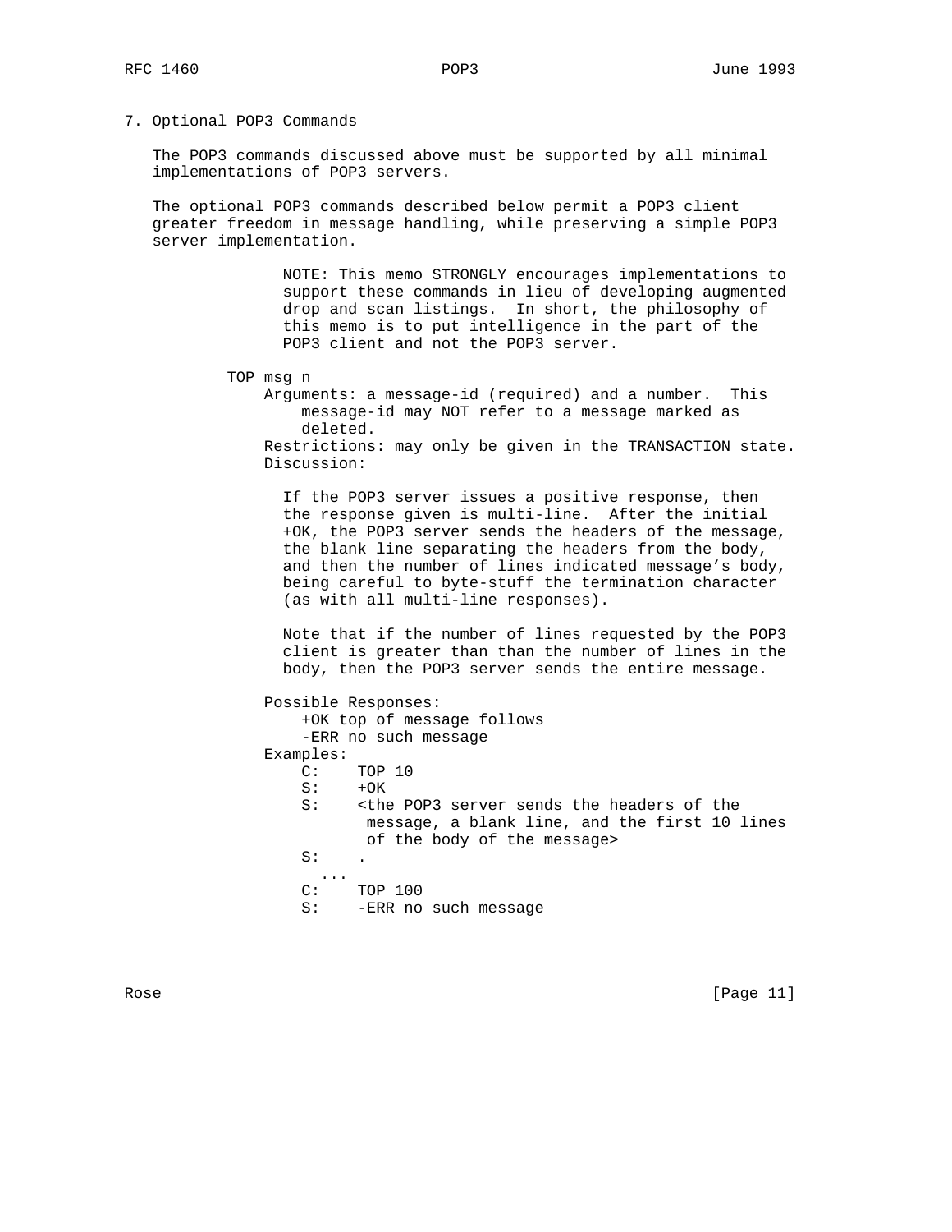## 7. Optional POP3 Commands

The POP3 commands discussed above must be supported by all minimal implementations of POP3 servers.

The optional POP3 commands described below permit a POP3 client greater freedom in message handling, while preserving a simple POP3 server implementation.

> NOTE: This memo STRONGLY encourages implementations to support these commands in lieu of developing augmented drop and scan listings. In short, the philosophy of this memo is to put intelligence in the part of the POP3 client and not the POP3 server.

**TOP msg n**

Arguments: a message-id (required) and a number. This message-id may NOT refer to a message marked as deleted.

Restrictions: may only be given in the TRANSACTION state.

Discussion:

If the POP3 server issues a positive response, then the response given is multi-line. After the initial +OK, the POP3 server sends the headers of the message, the blank line separating the headers from the body, and then the number of lines indicated message's body, being careful to byte-stuff the termination character (as with all multi-line responses).

Note that if the number of lines requested by the POP3 client is greater than than the number of lines in the body, then the POP3 server sends the entire message.

Possible Responses:

    +OK top of message follows
    -ERR no such message

Examples:

```
C:    TOP 10
S:    +OK
S:    <the POP3 server sends the headers of the
       message, a blank line, and the first 10 lines
       of the body of the message>
S:    .
  ...
C:    TOP 100
S:    -ERR no such message
```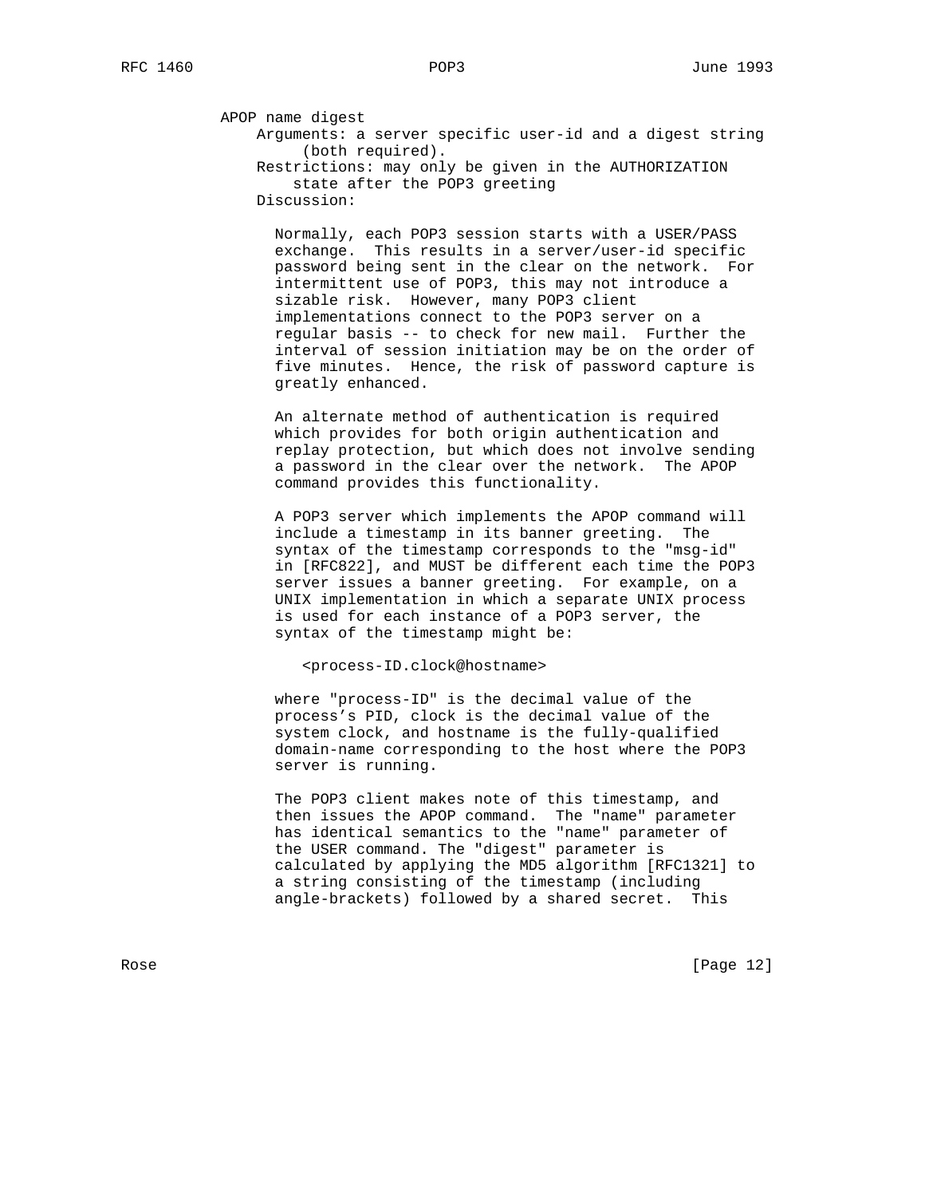APOP name digest

Arguments: a server specific user-id and a digest string (both required).

Restrictions: may only be given in the AUTHORIZATION state after the POP3 greeting

Discussion:

Normally, each POP3 session starts with a USER/PASS exchange. This results in a server/user-id specific password being sent in the clear on the network. For intermittent use of POP3, this may not introduce a sizable risk. However, many POP3 client implementations connect to the POP3 server on a regular basis -- to check for new mail. Further the interval of session initiation may be on the order of five minutes. Hence, the risk of password capture is greatly enhanced.

An alternate method of authentication is required which provides for both origin authentication and replay protection, but which does not involve sending a password in the clear over the network. The APOP command provides this functionality.

A POP3 server which implements the APOP command will include a timestamp in its banner greeting. The syntax of the timestamp corresponds to the "msg-id" in [RFC822], and MUST be different each time the POP3 server issues a banner greeting. For example, on a UNIX implementation in which a separate UNIX process is used for each instance of a POP3 server, the syntax of the timestamp might be:

```
<process-ID.clock@hostname>
```

where "process-ID" is the decimal value of the process's PID, clock is the decimal value of the system clock, and hostname is the fully-qualified domain-name corresponding to the host where the POP3 server is running.

The POP3 client makes note of this timestamp, and then issues the APOP command. The "name" parameter has identical semantics to the "name" parameter of the USER command. The "digest" parameter is calculated by applying the MD5 algorithm [RFC1321] to a string consisting of the timestamp (including angle-brackets) followed by a shared secret. This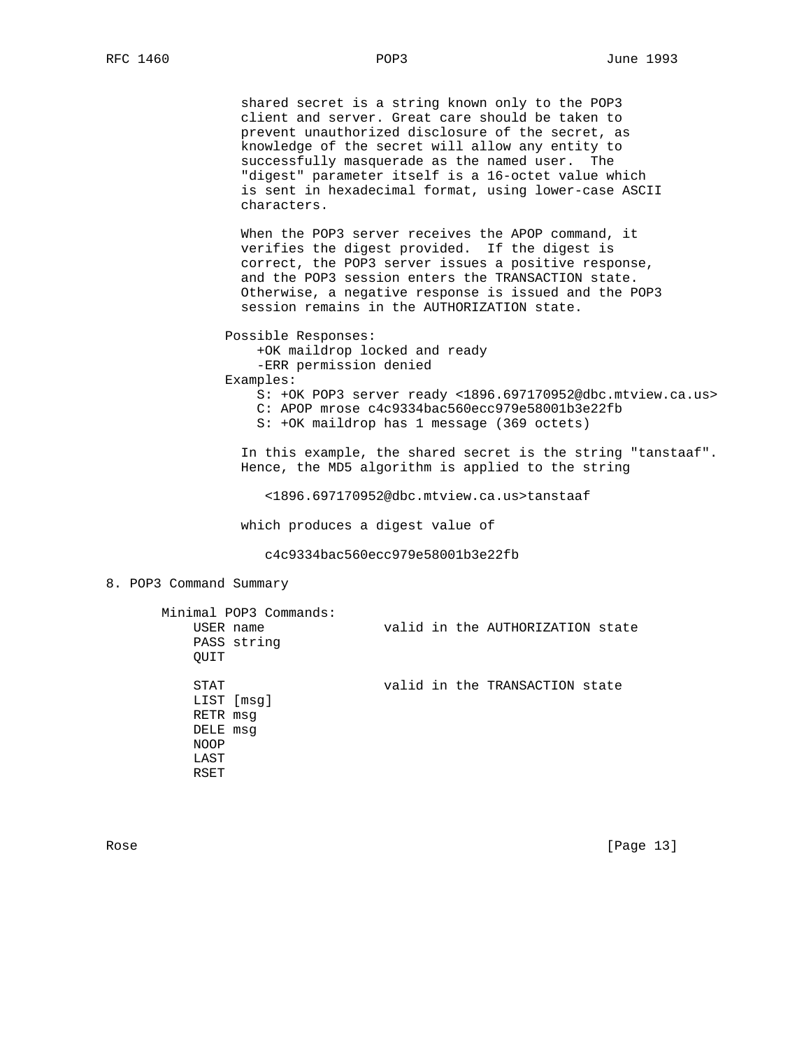shared secret is a string known only to the POP3 client and server. Great care should be taken to prevent unauthorized disclosure of the secret, as knowledge of the secret will allow any entity to successfully masquerade as the named user. The "digest" parameter itself is a 16-octet value which is sent in hexadecimal format, using lower-case ASCII characters.

When the POP3 server receives the APOP command, it verifies the digest provided. If the digest is correct, the POP3 server issues a positive response, and the POP3 session enters the TRANSACTION state. Otherwise, a negative response is issued and the POP3 session remains in the AUTHORIZATION state.

Possible Responses:

```
+OK maildrop locked and ready
-ERR permission denied
```

Examples:

```
S: +OK POP3 server ready <1896.697170952@dbc.mtview.ca.us>
C: APOP mrose c4c9334bac560ecc979e58001b3e22fb
S: +OK maildrop has 1 message (369 octets)
```

In this example, the shared secret is the string "tanstaaf". Hence, the MD5 algorithm is applied to the string

```
<1896.697170952@dbc.mtview.ca.us>tanstaaf
```

which produces a digest value of

```
c4c9334bac560ecc979e58001b3e22fb
```

## 8. POP3 Command Summary

```
Minimal POP3 Commands:
    USER name               valid in the AUTHORIZATION state
    PASS string
    QUIT

    STAT                    valid in the TRANSACTION state
    LIST [msg]
    RETR msg
    DELE msg
    NOOP
    LAST
    RSET
```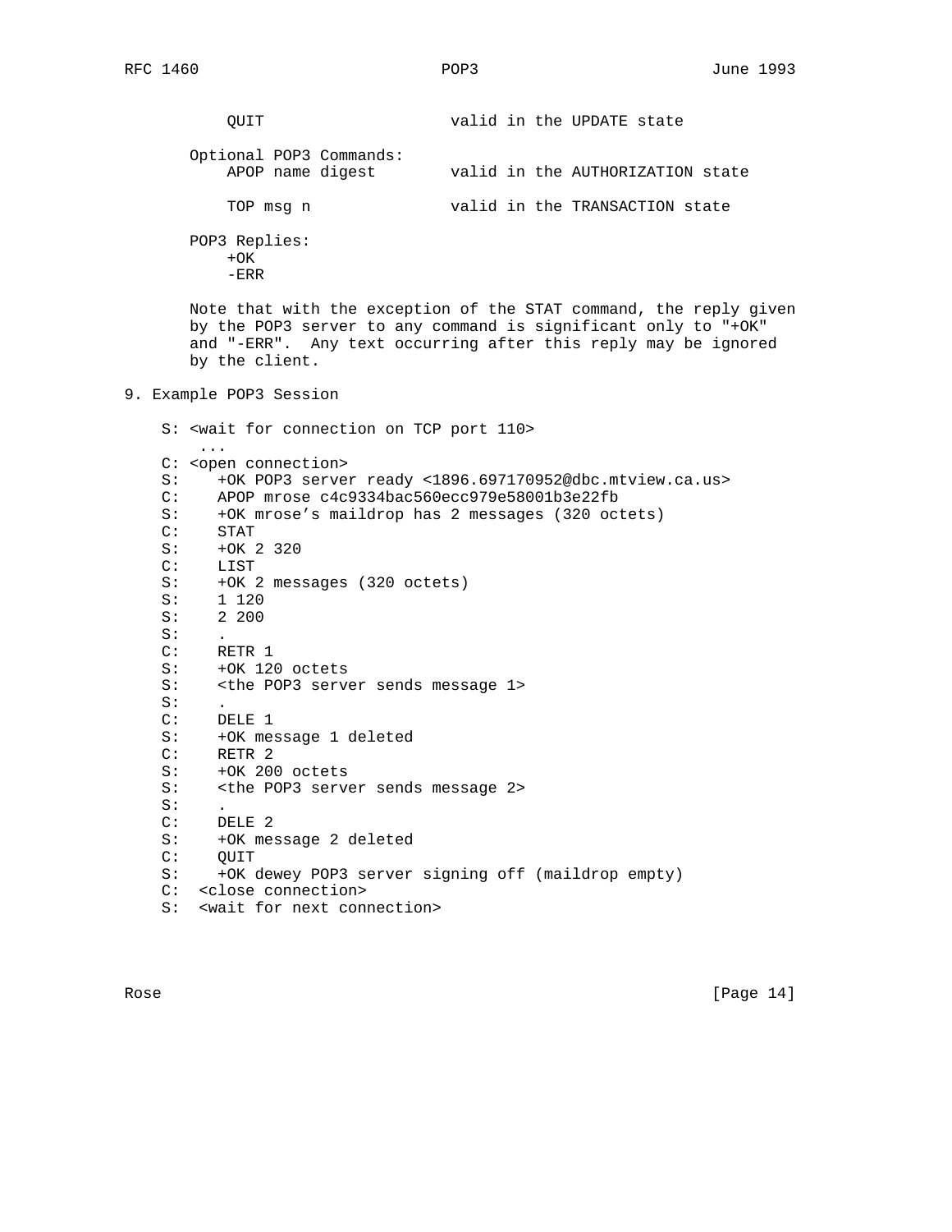```
    QUIT                    valid in the UPDATE state

Optional POP3 Commands:
    APOP name digest        valid in the AUTHORIZATION state

    TOP msg n               valid in the TRANSACTION state

POP3 Replies:
    +OK
    -ERR
```

Note that with the exception of the STAT command, the reply given by the POP3 server to any command is significant only to "+OK" and "-ERR". Any text occurring after this reply may be ignored by the client.

## 9. Example POP3 Session

```
S: <wait for connection on TCP port 110>
    ...
C: <open connection>
S:    +OK POP3 server ready <1896.697170952@dbc.mtview.ca.us>
C:    APOP mrose c4c9334bac560ecc979e58001b3e22fb
S:    +OK mrose's maildrop has 2 messages (320 octets)
C:    STAT
S:    +OK 2 320
C:    LIST
S:    +OK 2 messages (320 octets)
S:    1 120
S:    2 200
S:    .
C:    RETR 1
S:    +OK 120 octets
S:    <the POP3 server sends message 1>
S:    .
C:    DELE 1
S:    +OK message 1 deleted
C:    RETR 2
S:    +OK 200 octets
S:    <the POP3 server sends message 2>
S:    .
C:    DELE 2
S:    +OK message 2 deleted
C:    QUIT
S:    +OK dewey POP3 server signing off (maildrop empty)
C:  <close connection>
S:  <wait for next connection>
```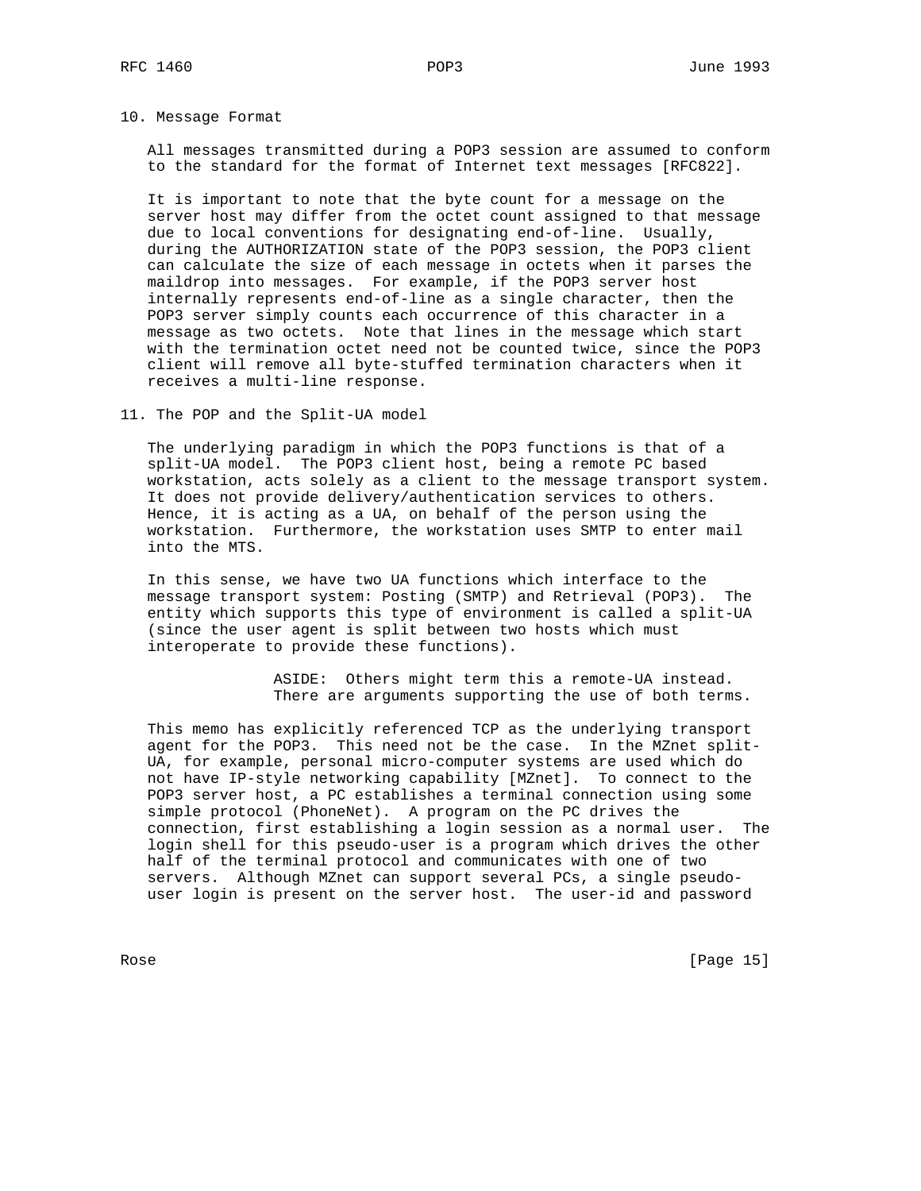## 10. Message Format

All messages transmitted during a POP3 session are assumed to conform to the standard for the format of Internet text messages [RFC822].

It is important to note that the byte count for a message on the server host may differ from the octet count assigned to that message due to local conventions for designating end-of-line. Usually, during the AUTHORIZATION state of the POP3 session, the POP3 client can calculate the size of each message in octets when it parses the maildrop into messages. For example, if the POP3 server host internally represents end-of-line as a single character, then the POP3 server simply counts each occurrence of this character in a message as two octets. Note that lines in the message which start with the termination octet need not be counted twice, since the POP3 client will remove all byte-stuffed termination characters when it receives a multi-line response.

## 11. The POP and the Split-UA model

The underlying paradigm in which the POP3 functions is that of a split-UA model. The POP3 client host, being a remote PC based workstation, acts solely as a client to the message transport system. It does not provide delivery/authentication services to others. Hence, it is acting as a UA, on behalf of the person using the workstation. Furthermore, the workstation uses SMTP to enter mail into the MTS.

In this sense, we have two UA functions which interface to the message transport system: Posting (SMTP) and Retrieval (POP3). The entity which supports this type of environment is called a split-UA (since the user agent is split between two hosts which must interoperate to provide these functions).

> ASIDE: Others might term this a remote-UA instead. There are arguments supporting the use of both terms.

This memo has explicitly referenced TCP as the underlying transport agent for the POP3. This need not be the case. In the MZnet split-UA, for example, personal micro-computer systems are used which do not have IP-style networking capability [MZnet]. To connect to the POP3 server host, a PC establishes a terminal connection using some simple protocol (PhoneNet). A program on the PC drives the connection, first establishing a login session as a normal user. The login shell for this pseudo-user is a program which drives the other half of the terminal protocol and communicates with one of two servers. Although MZnet can support several PCs, a single pseudo-user login is present on the server host. The user-id and password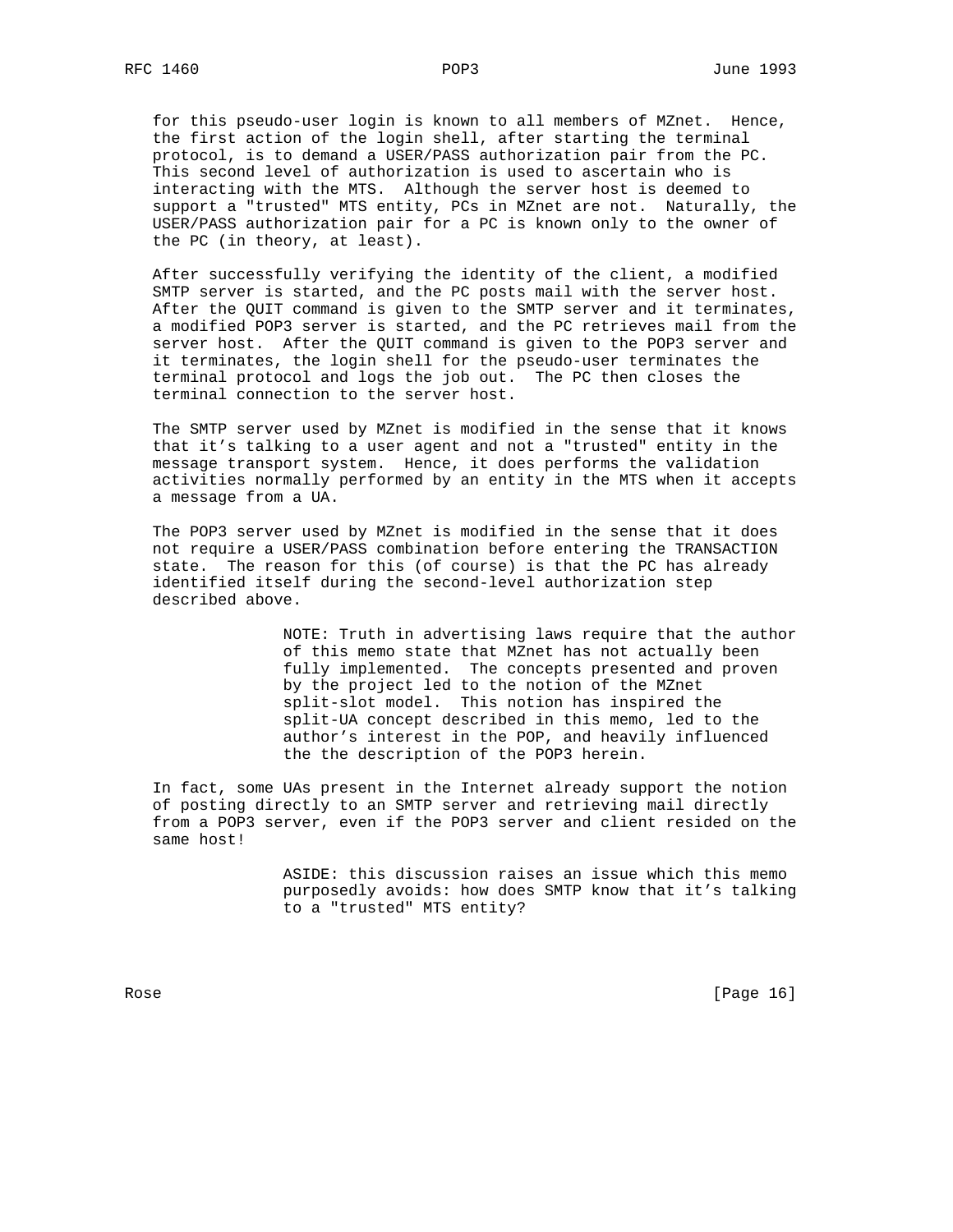for this pseudo-user login is known to all members of MZnet. Hence, the first action of the login shell, after starting the terminal protocol, is to demand a USER/PASS authorization pair from the PC. This second level of authorization is used to ascertain who is interacting with the MTS. Although the server host is deemed to support a "trusted" MTS entity, PCs in MZnet are not. Naturally, the USER/PASS authorization pair for a PC is known only to the owner of the PC (in theory, at least).

After successfully verifying the identity of the client, a modified SMTP server is started, and the PC posts mail with the server host. After the QUIT command is given to the SMTP server and it terminates, a modified POP3 server is started, and the PC retrieves mail from the server host. After the QUIT command is given to the POP3 server and it terminates, the login shell for the pseudo-user terminates the terminal protocol and logs the job out. The PC then closes the terminal connection to the server host.

The SMTP server used by MZnet is modified in the sense that it knows that it's talking to a user agent and not a "trusted" entity in the message transport system. Hence, it does performs the validation activities normally performed by an entity in the MTS when it accepts a message from a UA.

The POP3 server used by MZnet is modified in the sense that it does not require a USER/PASS combination before entering the TRANSACTION state. The reason for this (of course) is that the PC has already identified itself during the second-level authorization step described above.

> NOTE: Truth in advertising laws require that the author of this memo state that MZnet has not actually been fully implemented. The concepts presented and proven by the project led to the notion of the MZnet split-slot model. This notion has inspired the split-UA concept described in this memo, led to the author's interest in the POP, and heavily influenced the the description of the POP3 herein.

In fact, some UAs present in the Internet already support the notion of posting directly to an SMTP server and retrieving mail directly from a POP3 server, even if the POP3 server and client resided on the same host!

> ASIDE: this discussion raises an issue which this memo purposedly avoids: how does SMTP know that it's talking to a "trusted" MTS entity?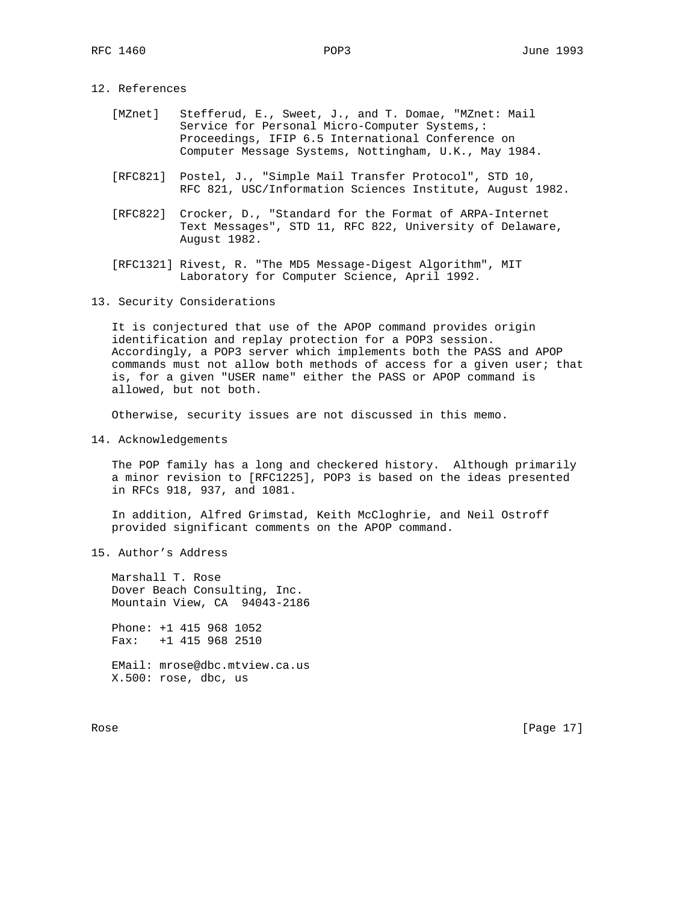## 12. References

[MZnet] Stefferud, E., Sweet, J., and T. Domae, "MZnet: Mail Service for Personal Micro-Computer Systems,: Proceedings, IFIP 6.5 International Conference on Computer Message Systems, Nottingham, U.K., May 1984.

[RFC821] Postel, J., "Simple Mail Transfer Protocol", STD 10, RFC 821, USC/Information Sciences Institute, August 1982.

[RFC822] Crocker, D., "Standard for the Format of ARPA-Internet Text Messages", STD 11, RFC 822, University of Delaware, August 1982.

[RFC1321] Rivest, R. "The MD5 Message-Digest Algorithm", MIT Laboratory for Computer Science, April 1992.

## 13. Security Considerations

It is conjectured that use of the APOP command provides origin identification and replay protection for a POP3 session. Accordingly, a POP3 server which implements both the PASS and APOP commands must not allow both methods of access for a given user; that is, for a given "USER name" either the PASS or APOP command is allowed, but not both.

Otherwise, security issues are not discussed in this memo.

## 14. Acknowledgements

The POP family has a long and checkered history. Although primarily a minor revision to [RFC1225], POP3 is based on the ideas presented in RFCs 918, 937, and 1081.

In addition, Alfred Grimstad, Keith McCloghrie, and Neil Ostroff provided significant comments on the APOP command.

## 15. Author's Address

Marshall T. Rose
Dover Beach Consulting, Inc.
Mountain View, CA 94043-2186

Phone: +1 415 968 1052
Fax: +1 415 968 2510

EMail: mrose@dbc.mtview.ca.us
X.500: rose, dbc, us